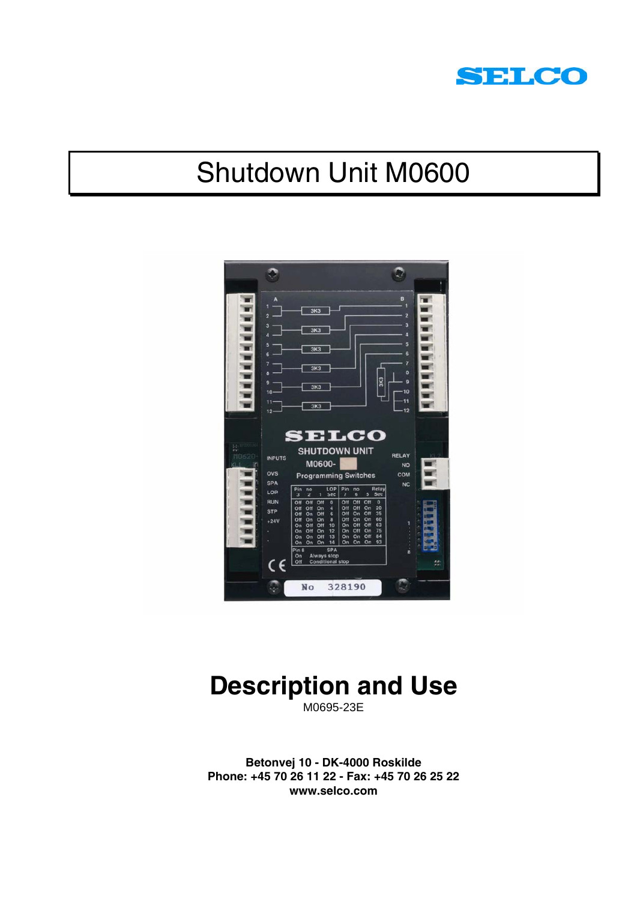SELCO

# Shutdown Unit M0600

# Description and Use

M0695-23E

**Betonvej 10 - DK-4000 Roskilde**
**Phone: +45 70 26 11 22 - Fax: +45 70 26 25 22**
**www.selco.com**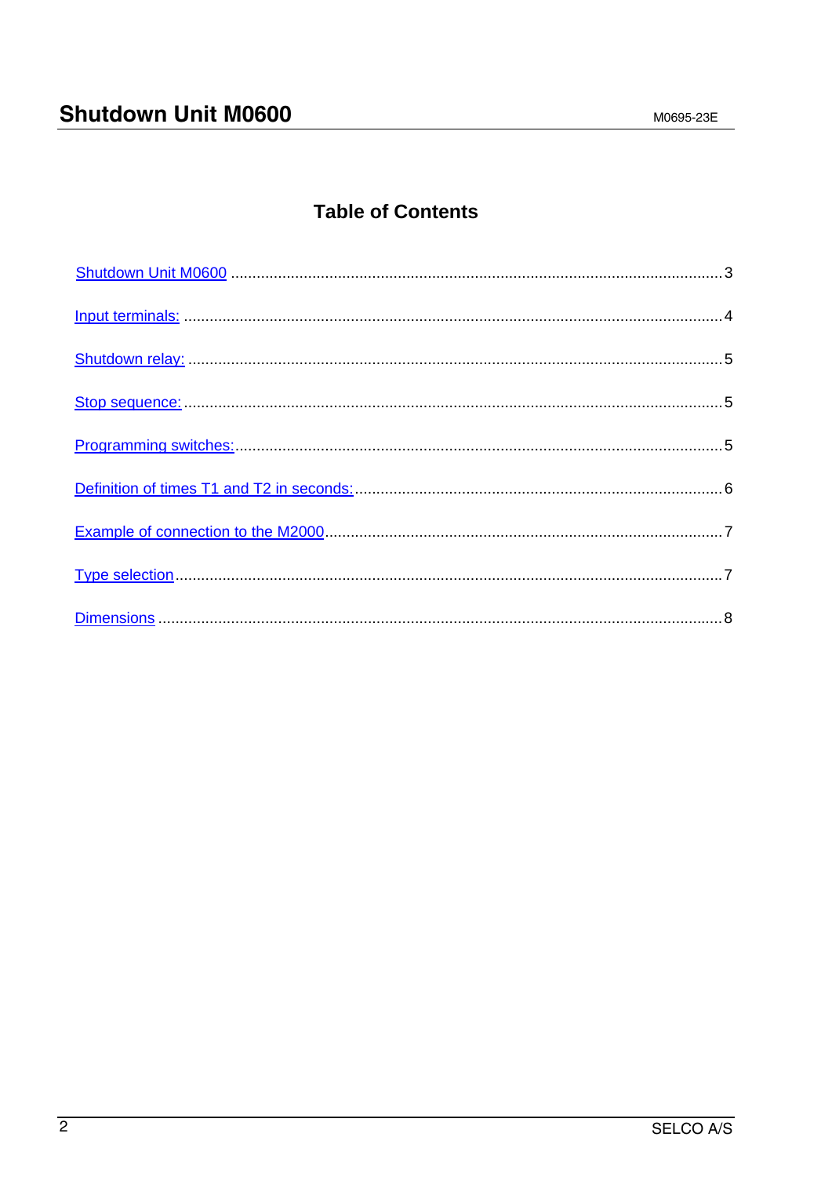## Table of Contents

| | |
|---|---|
| Shutdown Unit M0600 | 3 |
| Input terminals: | 4 |
| Shutdown relay: | 5 |
| Stop sequence: | 5 |
| Programming switches: | 5 |
| Definition of times T1 and T2 in seconds: | 6 |
| Example of connection to the M2000 | 7 |
| Type selection | 7 |
| Dimensions | 8 |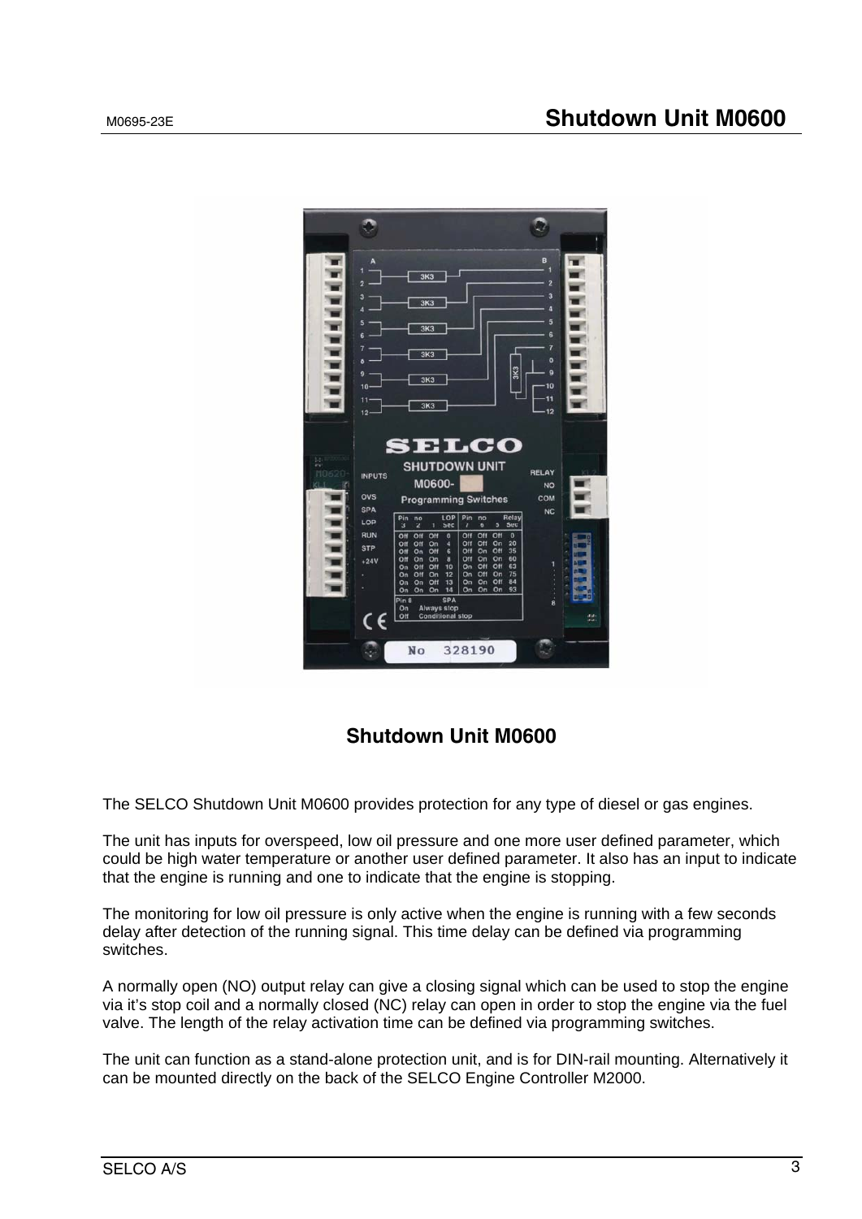## Shutdown Unit M0600

The SELCO Shutdown Unit M0600 provides protection for any type of diesel or gas engines.

The unit has inputs for overspeed, low oil pressure and one more user defined parameter, which could be high water temperature or another user defined parameter. It also has an input to indicate that the engine is running and one to indicate that the engine is stopping.

The monitoring for low oil pressure is only active when the engine is running with a few seconds delay after detection of the running signal. This time delay can be defined via programming switches.

A normally open (NO) output relay can give a closing signal which can be used to stop the engine via it's stop coil and a normally closed (NC) relay can open in order to stop the engine via the fuel valve. The length of the relay activation time can be defined via programming switches.

The unit can function as a stand-alone protection unit, and is for DIN-rail mounting. Alternatively it can be mounted directly on the back of the SELCO Engine Controller M2000.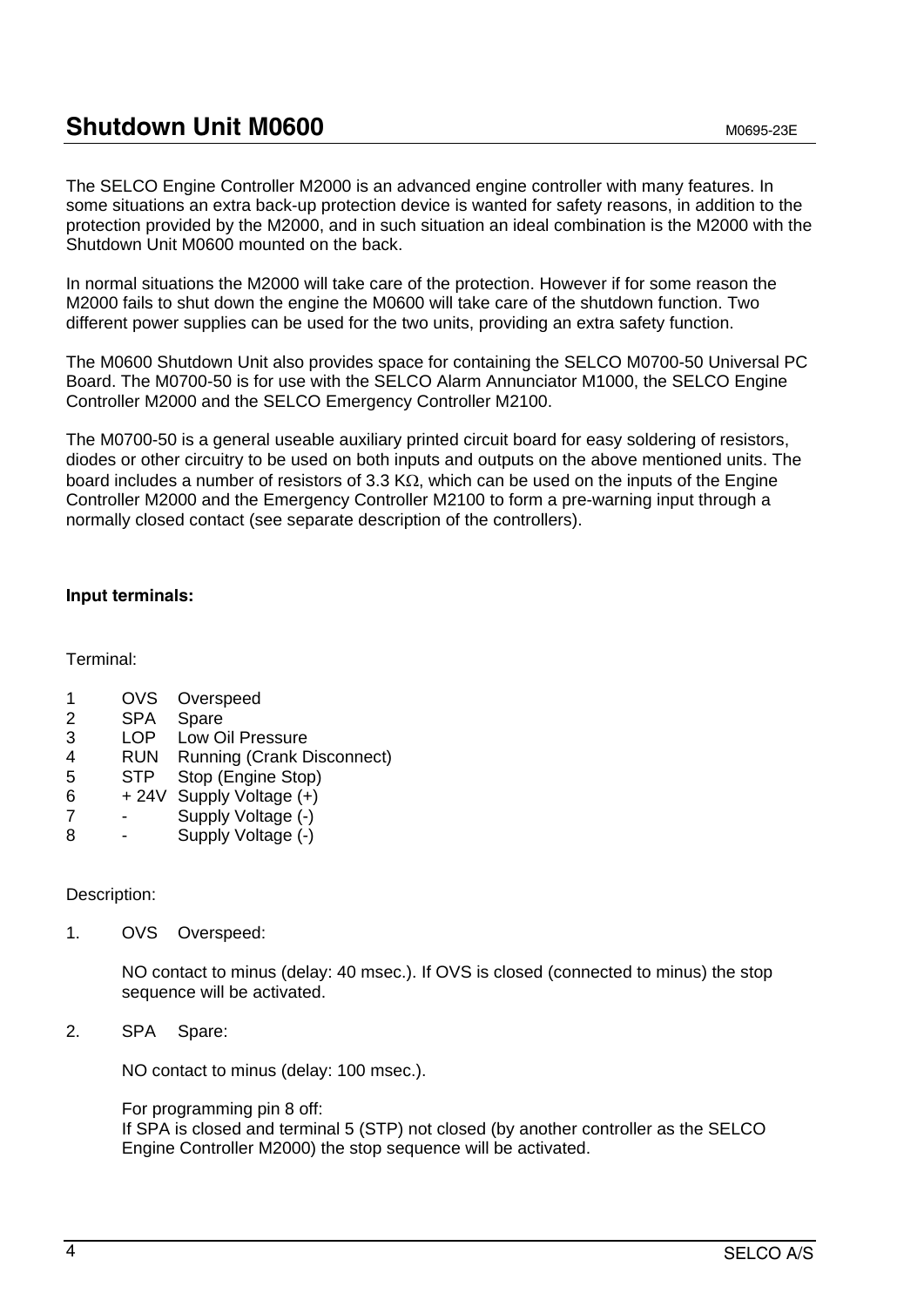# Shutdown Unit M0600

M0695-23E

The SELCO Engine Controller M2000 is an advanced engine controller with many features. In some situations an extra back-up protection device is wanted for safety reasons, in addition to the protection provided by the M2000, and in such situation an ideal combination is the M2000 with the Shutdown Unit M0600 mounted on the back.

In normal situations the M2000 will take care of the protection. However if for some reason the M2000 fails to shut down the engine the M0600 will take care of the shutdown function. Two different power supplies can be used for the two units, providing an extra safety function.

The M0600 Shutdown Unit also provides space for containing the SELCO M0700-50 Universal PC Board. The M0700-50 is for use with the SELCO Alarm Annunciator M1000, the SELCO Engine Controller M2000 and the SELCO Emergency Controller M2100.

The M0700-50 is a general useable auxiliary printed circuit board for easy soldering of resistors, diodes or other circuitry to be used on both inputs and outputs on the above mentioned units. The board includes a number of resistors of 3.3 KΩ, which can be used on the inputs of the Engine Controller M2000 and the Emergency Controller M2100 to form a pre-warning input through a normally closed contact (see separate description of the controllers).

**Input terminals:**

Terminal:

| | | |
|---|---|---|
| 1 | OVS | Overspeed |
| 2 | SPA | Spare |
| 3 | LOP | Low Oil Pressure |
| 4 | RUN | Running (Crank Disconnect) |
| 5 | STP | Stop (Engine Stop) |
| 6 | + 24V | Supply Voltage (+) |
| 7 | - | Supply Voltage (-) |
| 8 | - | Supply Voltage (-) |

Description:

1. OVS Overspeed:

   NO contact to minus (delay: 40 msec.). If OVS is closed (connected to minus) the stop sequence will be activated.

2. SPA Spare:

   NO contact to minus (delay: 100 msec.).

   For programming pin 8 off:
   If SPA is closed and terminal 5 (STP) not closed (by another controller as the SELCO Engine Controller M2000) the stop sequence will be activated.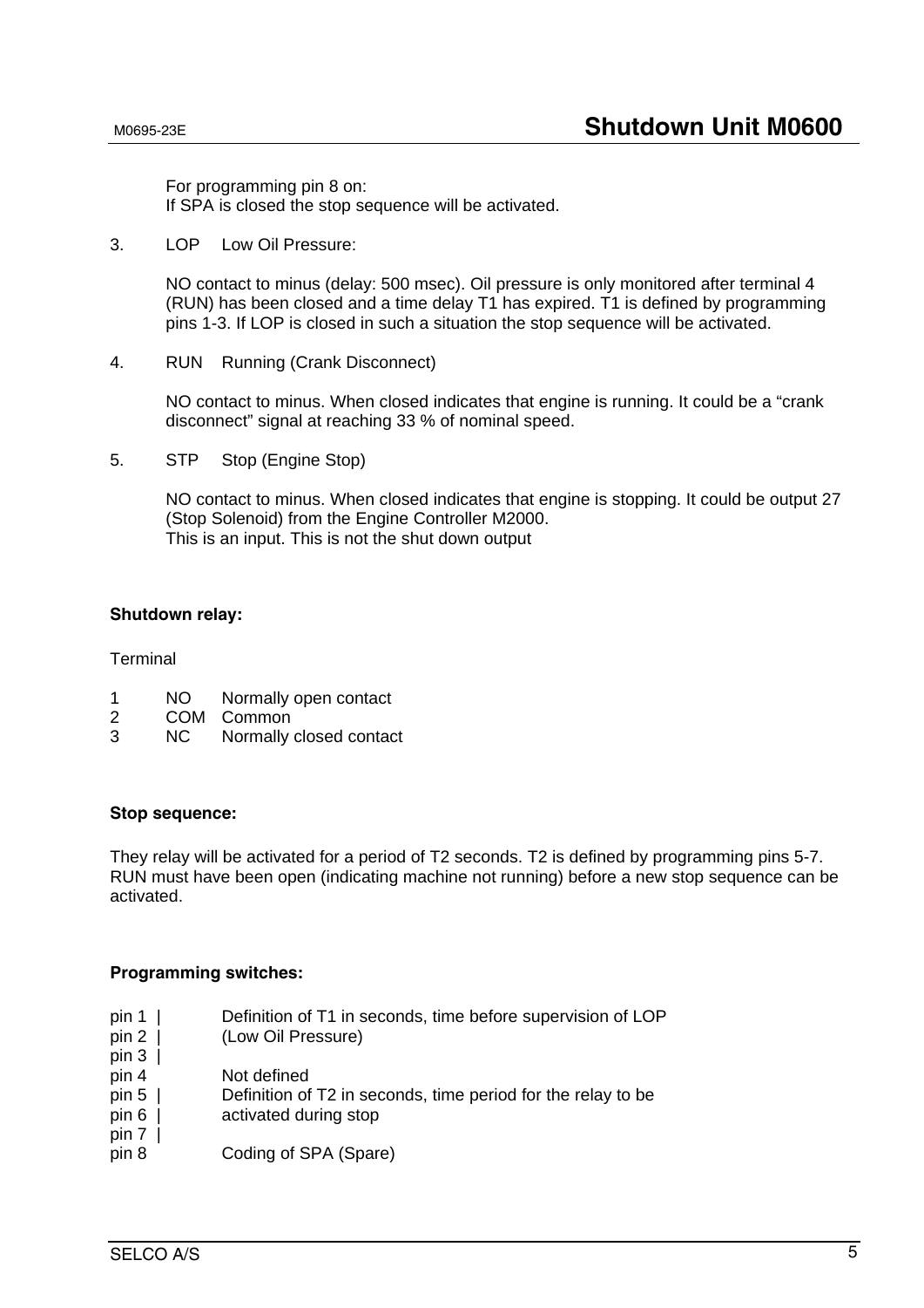For programming pin 8 on:
If SPA is closed the stop sequence will be activated.

3. LOP Low Oil Pressure:

   NO contact to minus (delay: 500 msec). Oil pressure is only monitored after terminal 4 (RUN) has been closed and a time delay T1 has expired. T1 is defined by programming pins 1-3. If LOP is closed in such a situation the stop sequence will be activated.

4. RUN Running (Crank Disconnect)

   NO contact to minus. When closed indicates that engine is running. It could be a “crank disconnect” signal at reaching 33 % of nominal speed.

5. STP Stop (Engine Stop)

   NO contact to minus. When closed indicates that engine is stopping. It could be output 27 (Stop Solenoid) from the Engine Controller M2000.
   This is an input. This is not the shut down output

**Shutdown relay:**

Terminal

| | | |
|---|---|---|
| 1 | NO | Normally open contact |
| 2 | COM | Common |
| 3 | NC | Normally closed contact |

**Stop sequence:**

They relay will be activated for a period of T2 seconds. T2 is defined by programming pins 5-7. RUN must have been open (indicating machine not running) before a new stop sequence can be activated.

**Programming switches:**

| | |
|---|---|
| pin 1 \| | Definition of T1 in seconds, time before supervision of LOP |
| pin 2 \| | (Low Oil Pressure) |
| pin 3 \| | |
| pin 4 | Not defined |
| pin 5 \| | Definition of T2 in seconds, time period for the relay to be |
| pin 6 \| | activated during stop |
| pin 7 \| | |
| pin 8 | Coding of SPA (Spare) |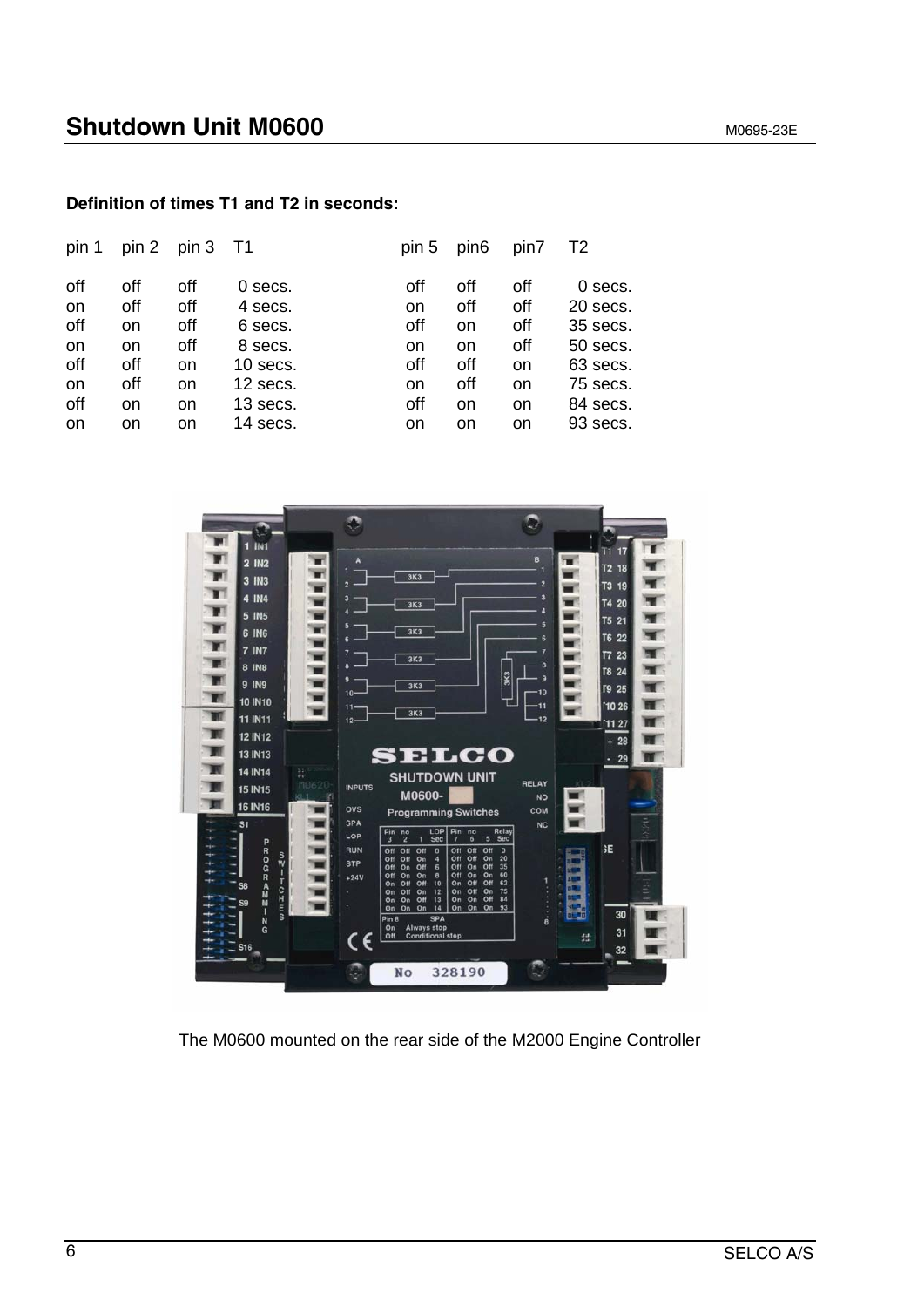**Definition of times T1 and T2 in seconds:**

| pin 1 | pin 2 | pin 3 | T1 | pin 5 | pin6 | pin7 | T2 |
|---|---|---|---|---|---|---|---|
| off | off | off | 0 secs. | off | off | off | 0 secs. |
| on | off | off | 4 secs. | on | off | off | 20 secs. |
| off | on | off | 6 secs. | off | on | off | 35 secs. |
| on | on | off | 8 secs. | on | on | off | 50 secs. |
| off | off | on | 10 secs. | off | off | on | 63 secs. |
| on | off | on | 12 secs. | on | off | on | 75 secs. |
| off | on | on | 13 secs. | off | on | on | 84 secs. |
| on | on | on | 14 secs. | on | on | on | 93 secs. |

The M0600 mounted on the rear side of the M2000 Engine Controller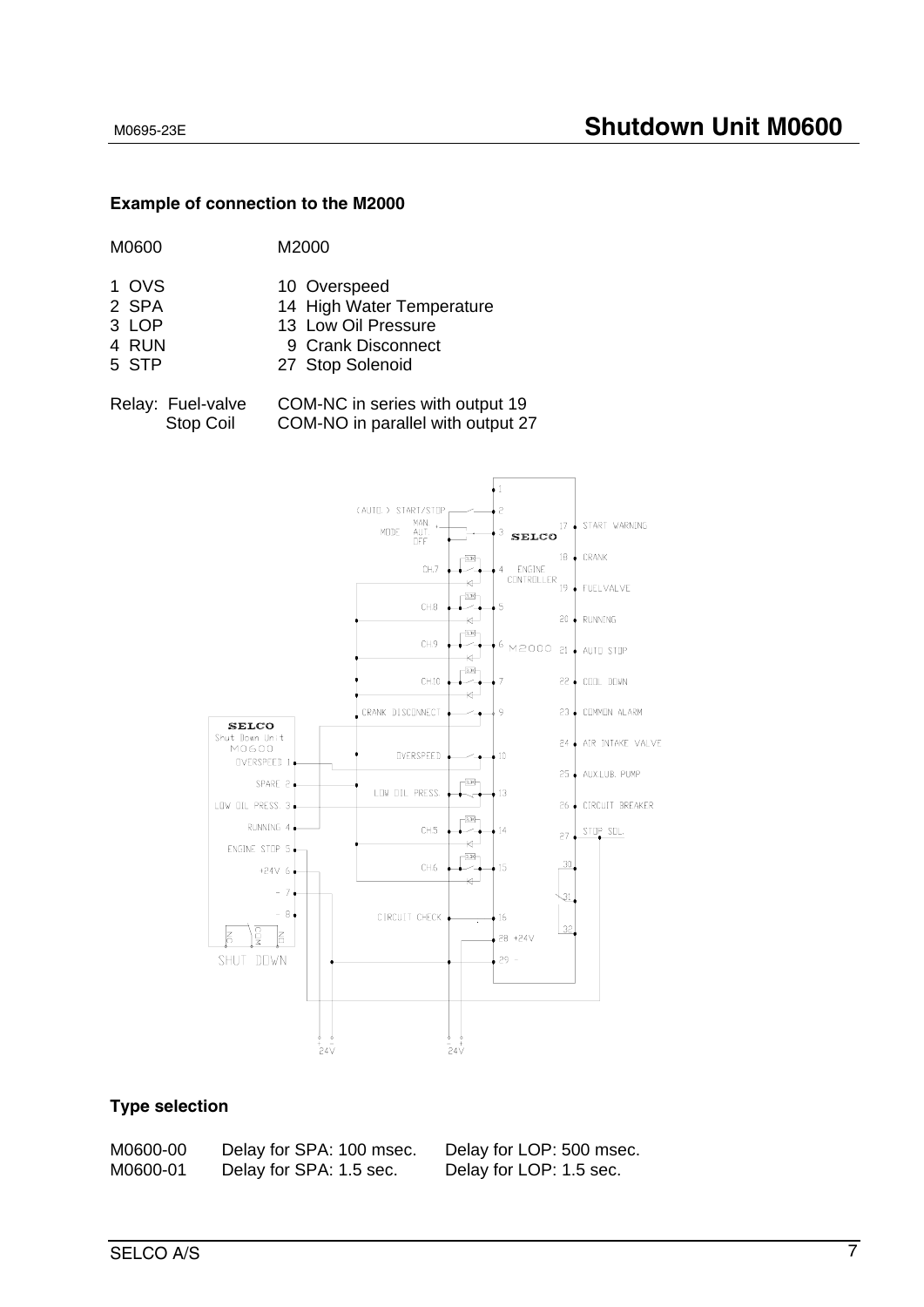### Example of connection to the M2000

| M0600 | M2000 |
|---|---|
| 1 OVS | 10 Overspeed |
| 2 SPA | 14 High Water Temperature |
| 3 LOP | 13 Low Oil Pressure |
| 4 RUN | 9 Crank Disconnect |
| 5 STP | 27 Stop Solenoid |

Relay: Fuel-valve COM-NC in series with output 19
Stop Coil COM-NO in parallel with output 27

### Type selection

| | | |
|---|---|---|
| M0600-00 | Delay for SPA: 100 msec. | Delay for LOP: 500 msec. |
| M0600-01 | Delay for SPA: 1.5 sec. | Delay for LOP: 1.5 sec. |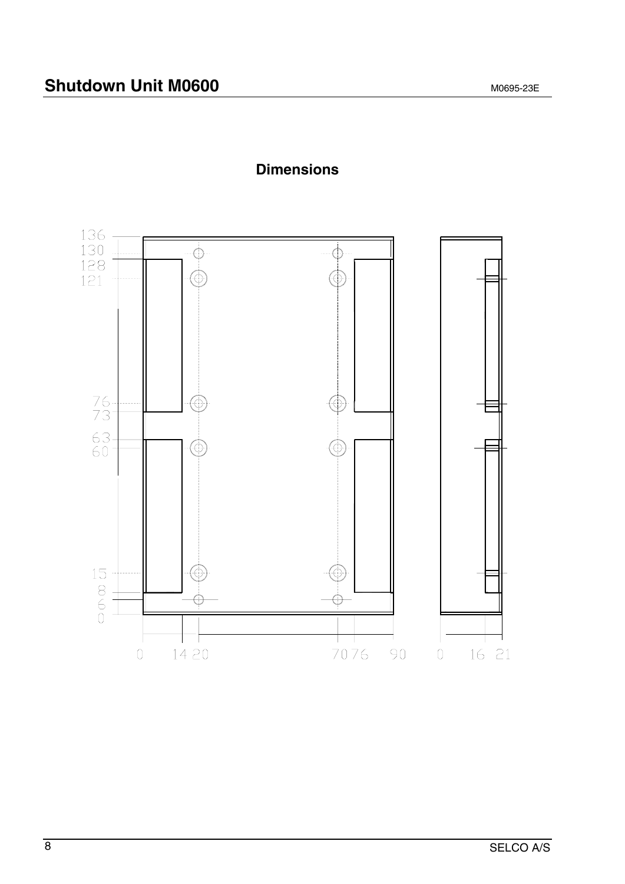## Dimensions

136
130
128
121

76
73

63
60

15
8
6
0

0 14 20 70 76 90

0 16 21